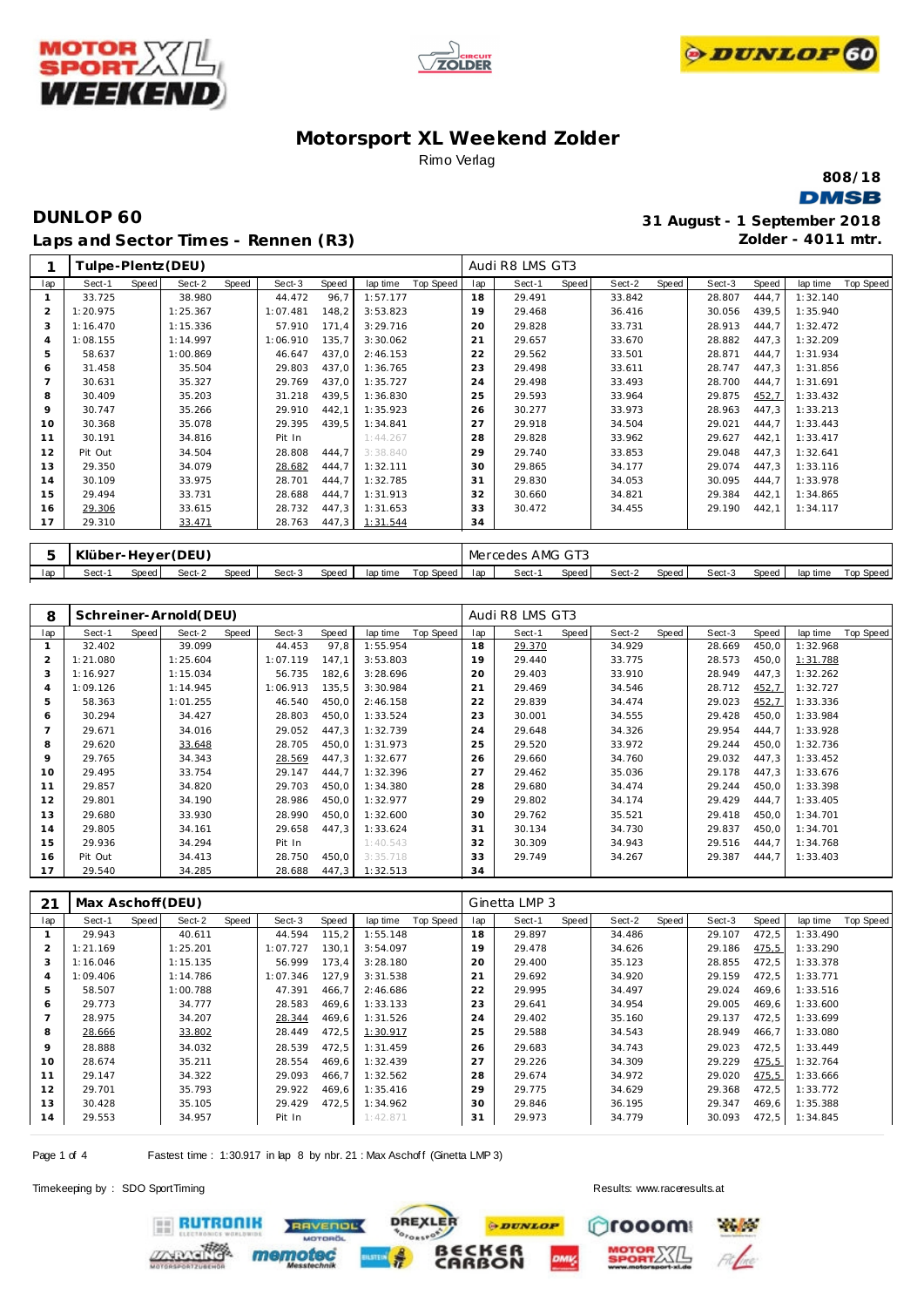# Motorsport XL Weekend Zolder

Rimo Verlag

808/18

DMSB

## DUNLOP 60

31 August - 1 September 2018

### Laps and Sector Times - Rennen (R3)

Zolder - 4011 mtr.

**1 Tulpe-Plentz(DEU)** — Audi R8 LMS GT3

| lap | Sect-1 | Speed | Sect-2 | Speed | Sect-3 | Speed | lap time | Top Speed | lap | Sect-1 | Speed | Sect-2 | Speed | Sect-3 | Speed | lap time | Top Speed |
|---|---|---|---|---|---|---|---|---|---|---|---|---|---|---|---|---|---|
| 1 | 33.725 | | 38.980 | | 44.472 | 96,7 | 1:57.177 | | 18 | 29.491 | | 33.842 | | 28.807 | 444,7 | 1:32.140 | |
| 2 | 1:20.975 | | 1:25.367 | | 1:07.481 | 148,2 | 3:53.823 | | 19 | 29.468 | | 36.416 | | 30.056 | 439,5 | 1:35.940 | |
| 3 | 1:16.470 | | 1:15.336 | | 57.910 | 171,4 | 3:29.716 | | 20 | 29.828 | | 33.731 | | 28.913 | 444,7 | 1:32.472 | |
| 4 | 1:08.155 | | 1:14.997 | | 1:06.910 | 135,7 | 3:30.062 | | 21 | 29.657 | | 33.670 | | 28.882 | 447,3 | 1:32.209 | |
| 5 | 58.637 | | 1:00.869 | | 46.647 | 437,0 | 2:46.153 | | 22 | 29.562 | | 33.501 | | 28.871 | 444,7 | 1:31.934 | |
| 6 | 31.458 | | 35.504 | | 29.803 | 437,0 | 1:36.765 | | 23 | 29.498 | | 33.611 | | 28.747 | 447,3 | 1:31.856 | |
| 7 | 30.631 | | 35.327 | | 29.769 | 437,0 | 1:35.727 | | 24 | 29.498 | | 33.493 | | 28.700 | 444,7 | 1:31.691 | |
| 8 | 30.409 | | 35.203 | | 31.218 | 439,5 | 1:36.830 | | 25 | 29.593 | | 33.964 | | 29.875 | 452,7 | 1:33.432 | |
| 9 | 30.747 | | 35.266 | | 29.910 | 442,1 | 1:35.923 | | 26 | 30.277 | | 33.973 | | 28.963 | 447,3 | 1:33.213 | |
| 10 | 30.368 | | 35.078 | | 29.395 | 439,5 | 1:34.841 | | 27 | 29.918 | | 34.504 | | 29.021 | 444,7 | 1:33.443 | |
| 11 | 30.191 | | 34.816 | | Pit In | | 1:44.267 | | 28 | 29.828 | | 33.962 | | 29.627 | 442,1 | 1:33.417 | |
| 12 | Pit Out | | 34.504 | | 28.808 | 444,7 | 3:38.840 | | 29 | 29.740 | | 33.853 | | 29.048 | 447,3 | 1:32.641 | |
| 13 | 29.350 | | 34.079 | | 28.682 | 444,7 | 1:32.111 | | 30 | 29.865 | | 34.177 | | 29.074 | 447,3 | 1:33.116 | |
| 14 | 30.109 | | 33.975 | | 28.701 | 444,7 | 1:32.785 | | 31 | 29.830 | | 34.053 | | 30.095 | 444,7 | 1:33.978 | |
| 15 | 29.494 | | 33.731 | | 28.688 | 444,7 | 1:31.913 | | 32 | 30.660 | | 34.821 | | 29.384 | 442,1 | 1:34.865 | |
| 16 | 29.306 | | 33.615 | | 28.732 | 447,3 | 1:31.653 | | 33 | 30.472 | | 34.455 | | 29.190 | 442,1 | 1:34.117 | |
| 17 | 29.310 | | 33.471 | | 28.763 | 447,3 | 1:31.544 | | 34 | | | | | | | | |

**5 Klüber-Heyer(DEU)** — Mercedes AMG GT3

| lap | Sect-1 | Speed | Sect-2 | Speed | Sect-3 | Speed | lap time | Top Speed | lap | Sect-1 | Speed | Sect-2 | Speed | Sect-3 | Speed | lap time | Top Speed |
|---|---|---|---|---|---|---|---|---|---|---|---|---|---|---|---|---|---|

**8 Schreiner-Arnold(DEU)** — Audi R8 LMS GT3

| lap | Sect-1 | Speed | Sect-2 | Speed | Sect-3 | Speed | lap time | Top Speed | lap | Sect-1 | Speed | Sect-2 | Speed | Sect-3 | Speed | lap time | Top Speed |
|---|---|---|---|---|---|---|---|---|---|---|---|---|---|---|---|---|---|
| 1 | 32.402 | | 39.099 | | 44.453 | 97,8 | 1:55.954 | | 18 | 29.370 | | 34.929 | | 28.669 | 450,0 | 1:32.968 | |
| 2 | 1:21.080 | | 1:25.604 | | 1:07.119 | 147,1 | 3:53.803 | | 19 | 29.440 | | 33.775 | | 28.573 | 450,0 | 1:31.788 | |
| 3 | 1:16.927 | | 1:15.034 | | 56.735 | 182,6 | 3:28.696 | | 20 | 29.403 | | 33.910 | | 28.949 | 447,3 | 1:32.262 | |
| 4 | 1:09.126 | | 1:14.945 | | 1:06.913 | 135,5 | 3:30.984 | | 21 | 29.469 | | 34.546 | | 28.712 | 452,7 | 1:32.727 | |
| 5 | 58.363 | | 1:01.255 | | 46.540 | 450,0 | 2:46.158 | | 22 | 29.839 | | 34.474 | | 29.023 | 452,7 | 1:33.336 | |
| 6 | 30.294 | | 34.427 | | 28.803 | 450,0 | 1:33.524 | | 23 | 30.001 | | 34.555 | | 29.428 | 450,0 | 1:33.984 | |
| 7 | 29.671 | | 34.016 | | 29.052 | 447,3 | 1:32.739 | | 24 | 29.648 | | 34.326 | | 29.954 | 444,7 | 1:33.928 | |
| 8 | 29.620 | | 33.648 | | 28.705 | 450,0 | 1:31.973 | | 25 | 29.520 | | 33.972 | | 29.244 | 450,0 | 1:32.736 | |
| 9 | 29.765 | | 34.343 | | 28.569 | 447,3 | 1:32.677 | | 26 | 29.660 | | 34.760 | | 29.032 | 447,3 | 1:33.452 | |
| 10 | 29.495 | | 33.754 | | 29.147 | 444,7 | 1:32.396 | | 27 | 29.462 | | 35.036 | | 29.178 | 447,3 | 1:33.676 | |
| 11 | 29.857 | | 34.820 | | 29.703 | 450,0 | 1:34.380 | | 28 | 29.680 | | 34.474 | | 29.244 | 450,0 | 1:33.398 | |
| 12 | 29.801 | | 34.190 | | 28.986 | 450,0 | 1:32.977 | | 29 | 29.802 | | 34.174 | | 29.429 | 444,7 | 1:33.405 | |
| 13 | 29.680 | | 33.930 | | 28.990 | 450,0 | 1:32.600 | | 30 | 29.762 | | 35.521 | | 29.418 | 450,0 | 1:34.701 | |
| 14 | 29.805 | | 34.161 | | 29.658 | 447,3 | 1:33.624 | | 31 | 30.134 | | 34.730 | | 29.837 | 450,0 | 1:34.701 | |
| 15 | 29.936 | | 34.294 | | Pit In | | 1:40.543 | | 32 | 30.309 | | 34.943 | | 29.516 | 444,7 | 1:34.768 | |
| 16 | Pit Out | | 34.413 | | 28.750 | 450,0 | 3:35.718 | | 33 | 29.749 | | 34.267 | | 29.387 | 444,7 | 1:33.403 | |
| 17 | 29.540 | | 34.285 | | 28.688 | 447,3 | 1:32.513 | | 34 | | | | | | | | |

**21 Max Aschoff(DEU)** — Ginetta LMP 3

| lap | Sect-1 | Speed | Sect-2 | Speed | Sect-3 | Speed | lap time | Top Speed | lap | Sect-1 | Speed | Sect-2 | Speed | Sect-3 | Speed | lap time | Top Speed |
|---|---|---|---|---|---|---|---|---|---|---|---|---|---|---|---|---|---|
| 1 | 29.943 | | 40.611 | | 44.594 | 115,2 | 1:55.148 | | 18 | 29.897 | | 34.486 | | 29.107 | 472,5 | 1:33.490 | |
| 2 | 1:21.169 | | 1:25.201 | | 1:07.727 | 130,1 | 3:54.097 | | 19 | 29.478 | | 34.626 | | 29.186 | 475,5 | 1:33.290 | |
| 3 | 1:16.046 | | 1:15.135 | | 56.999 | 173,4 | 3:28.180 | | 20 | 29.400 | | 35.123 | | 28.855 | 472,5 | 1:33.378 | |
| 4 | 1:09.406 | | 1:14.786 | | 1:07.346 | 127,9 | 3:31.538 | | 21 | 29.692 | | 34.920 | | 29.159 | 472,5 | 1:33.771 | |
| 5 | 58.507 | | 1:00.788 | | 47.391 | 466,7 | 2:46.686 | | 22 | 29.995 | | 34.497 | | 29.024 | 469,6 | 1:33.516 | |
| 6 | 29.773 | | 34.777 | | 28.583 | 469,6 | 1:33.133 | | 23 | 29.641 | | 34.954 | | 29.005 | 469,6 | 1:33.600 | |
| 7 | 28.975 | | 34.207 | | 28.344 | 469,6 | 1:31.526 | | 24 | 29.402 | | 35.160 | | 29.137 | 472,5 | 1:33.699 | |
| 8 | 28.666 | | 33.802 | | 28.449 | 472,5 | 1:30.917 | | 25 | 29.588 | | 34.543 | | 28.949 | 466,7 | 1:33.080 | |
| 9 | 28.888 | | 34.032 | | 28.539 | 472,5 | 1:31.459 | | 26 | 29.683 | | 34.743 | | 29.023 | 472,5 | 1:33.449 | |
| 10 | 28.674 | | 35.211 | | 28.554 | 469,6 | 1:32.439 | | 27 | 29.226 | | 34.309 | | 29.229 | 475,5 | 1:32.764 | |
| 11 | 29.147 | | 34.322 | | 29.093 | 466,7 | 1:32.562 | | 28 | 29.674 | | 34.972 | | 29.020 | 475,5 | 1:33.666 | |
| 12 | 29.701 | | 35.793 | | 29.922 | 469,6 | 1:35.416 | | 29 | 29.775 | | 34.629 | | 29.368 | 472,5 | 1:33.772 | |
| 13 | 30.428 | | 35.105 | | 29.429 | 472,5 | 1:34.962 | | 30 | 29.846 | | 36.195 | | 29.347 | 469,6 | 1:35.388 | |
| 14 | 29.553 | | 34.957 | | Pit In | | 1:42.871 | | 31 | 29.973 | | 34.779 | | 30.093 | 472,5 | 1:34.845 | |

Fastest time : 1:30.917 in lap 8 by nbr. 21 : Max Aschoff (Ginetta LMP 3)

Timekeeping by : SDO SportTiming

Results: www.raceresults.at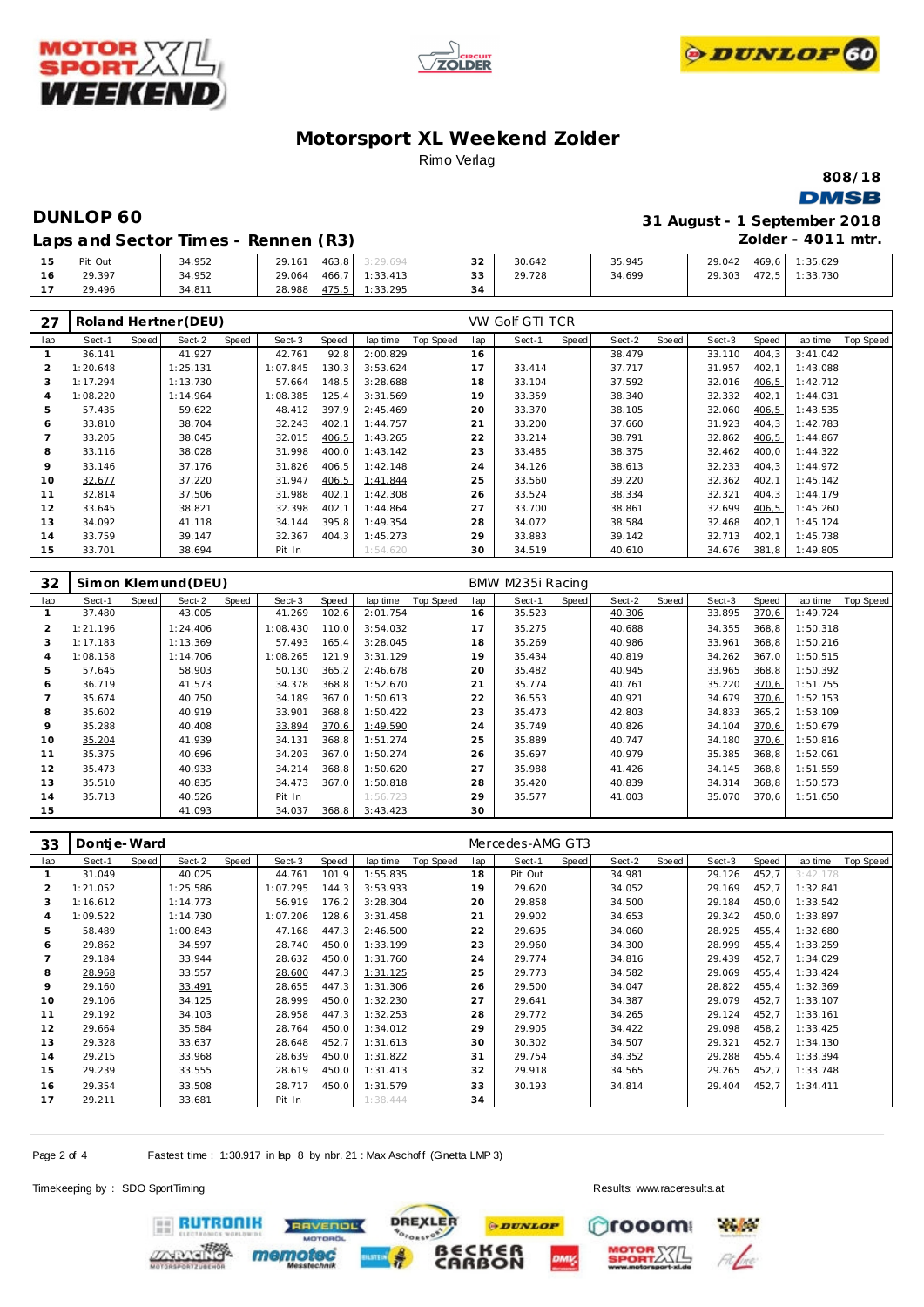# Motorsport XL Weekend Zolder

Rimo Verlag

808/18

## DUNLOP 60

31 August - 1 September 2018

Zolder - 4011 mtr.

## Laps and Sector Times - Rennen (R3)

| lap | Sect-1 | Speed | Sect-2 | Speed | Sect-3 | Speed | lap time | Top Speed | lap | Sect-1 | Speed | Sect-2 | Speed | Sect-3 | Speed | lap time | Top Speed |
|---|---|---|---|---|---|---|---|---|---|---|---|---|---|---|---|---|---|
| 15 | Pit Out | | 34.952 | | 29.161 | 463,8 | 3:29.694 | | 32 | 30.642 | | 35.945 | | 29.042 | 469,6 | 1:35.629 | |
| 16 | 29.397 | | 34.952 | | 29.064 | 466,7 | 1:33.413 | | 33 | 29.728 | | 34.699 | | 29.303 | 472,5 | 1:33.730 | |
| 17 | 29.496 | | 34.811 | | 28.988 | 475,5 | 1:33.295 | | 34 | | | | | | | | |

### 27 Roland Hertner (DEU) — VW Golf GTI TCR

| lap | Sect-1 | Speed | Sect-2 | Speed | Sect-3 | Speed | lap time | Top Speed | lap | Sect-1 | Speed | Sect-2 | Speed | Sect-3 | Speed | lap time | Top Speed |
|---|---|---|---|---|---|---|---|---|---|---|---|---|---|---|---|---|---|
| 1 | 36.141 | | 41.927 | | 42.761 | 92,8 | 2:00.829 | | 16 | | | 38.479 | | 33.110 | 404,3 | 3:41.042 | |
| 2 | 1:20.648 | | 1:25.131 | | 1:07.845 | 130,3 | 3:53.624 | | 17 | 33.414 | | 37.717 | | 31.957 | 402,1 | 1:43.088 | |
| 3 | 1:17.294 | | 1:13.730 | | 57.664 | 148,5 | 3:28.688 | | 18 | 33.104 | | 37.592 | | 32.016 | 406,5 | 1:42.712 | |
| 4 | 1:08.220 | | 1:14.964 | | 1:08.385 | 125,4 | 3:31.569 | | 19 | 33.359 | | 38.340 | | 32.332 | 402,1 | 1:44.031 | |
| 5 | 57.435 | | 59.622 | | 48.412 | 397,9 | 2:45.469 | | 20 | 33.370 | | 38.105 | | 32.060 | 406,5 | 1:43.535 | |
| 6 | 33.810 | | 38.704 | | 32.243 | 402,1 | 1:44.757 | | 21 | 33.200 | | 37.660 | | 31.923 | 404,3 | 1:42.783 | |
| 7 | 33.205 | | 38.045 | | 32.015 | 406,5 | 1:43.265 | | 22 | 33.214 | | 38.791 | | 32.862 | 406,5 | 1:44.867 | |
| 8 | 33.116 | | 38.028 | | 31.998 | 400,0 | 1:43.142 | | 23 | 33.485 | | 38.375 | | 32.462 | 400,0 | 1:44.322 | |
| 9 | 33.146 | | 37.176 | | 31.826 | 406,5 | 1:42.148 | | 24 | 34.126 | | 38.613 | | 32.233 | 404,3 | 1:44.972 | |
| 10 | 32.677 | | 37.220 | | 31.947 | 406,5 | 1:41.844 | | 25 | 33.560 | | 39.220 | | 32.362 | 402,1 | 1:45.142 | |
| 11 | 32.814 | | 37.506 | | 31.988 | 402,1 | 1:42.308 | | 26 | 33.524 | | 38.334 | | 32.321 | 404,3 | 1:44.179 | |
| 12 | 33.645 | | 38.821 | | 32.398 | 402,1 | 1:44.864 | | 27 | 33.700 | | 38.861 | | 32.699 | 406,5 | 1:45.260 | |
| 13 | 34.092 | | 41.118 | | 34.144 | 395,8 | 1:49.354 | | 28 | 34.072 | | 38.584 | | 32.468 | 402,1 | 1:45.124 | |
| 14 | 33.759 | | 39.147 | | 32.367 | 404,3 | 1:45.273 | | 29 | 33.883 | | 39.142 | | 32.713 | 402,1 | 1:45.738 | |
| 15 | 33.701 | | 38.694 | | Pit In | | 1:54.620 | | 30 | 34.519 | | 40.610 | | 34.676 | 381,8 | 1:49.805 | |

### 32 Simon Klemund (DEU) — BMW M235i Racing

| lap | Sect-1 | Speed | Sect-2 | Speed | Sect-3 | Speed | lap time | Top Speed | lap | Sect-1 | Speed | Sect-2 | Speed | Sect-3 | Speed | lap time | Top Speed |
|---|---|---|---|---|---|---|---|---|---|---|---|---|---|---|---|---|---|
| 1 | 37.480 | | 43.005 | | 41.269 | 102,6 | 2:01.754 | | 16 | 35.523 | | 40.306 | | 33.895 | 370,6 | 1:49.724 | |
| 2 | 1:21.196 | | 1:24.406 | | 1:08.430 | 110,0 | 3:54.032 | | 17 | 35.275 | | 40.688 | | 34.355 | 368,8 | 1:50.318 | |
| 3 | 1:17.183 | | 1:13.369 | | 57.493 | 165,4 | 3:28.045 | | 18 | 35.269 | | 40.986 | | 33.961 | 368,8 | 1:50.216 | |
| 4 | 1:08.158 | | 1:14.706 | | 1:08.265 | 121,9 | 3:31.129 | | 19 | 35.434 | | 40.819 | | 34.262 | 367,0 | 1:50.515 | |
| 5 | 57.645 | | 58.903 | | 50.130 | 365,2 | 2:46.678 | | 20 | 35.482 | | 40.945 | | 33.965 | 368,8 | 1:50.392 | |
| 6 | 36.719 | | 41.573 | | 34.378 | 368,8 | 1:52.670 | | 21 | 35.774 | | 40.761 | | 35.220 | 370,6 | 1:51.755 | |
| 7 | 35.674 | | 40.750 | | 34.189 | 367,0 | 1:50.613 | | 22 | 36.553 | | 40.921 | | 34.679 | 370,6 | 1:52.153 | |
| 8 | 35.602 | | 40.919 | | 33.901 | 368,8 | 1:50.422 | | 23 | 35.473 | | 42.803 | | 34.833 | 365,2 | 1:53.109 | |
| 9 | 35.288 | | 40.408 | | 33.894 | 370,6 | 1:49.590 | | 24 | 35.749 | | 40.826 | | 34.104 | 370,6 | 1:50.679 | |
| 10 | 35.204 | | 41.939 | | 34.131 | 368,8 | 1:51.274 | | 25 | 35.889 | | 40.747 | | 34.180 | 370,6 | 1:50.816 | |
| 11 | 35.375 | | 40.696 | | 34.203 | 367,0 | 1:50.274 | | 26 | 35.697 | | 40.979 | | 35.385 | 368,8 | 1:52.061 | |
| 12 | 35.473 | | 40.933 | | 34.214 | 368,8 | 1:50.620 | | 27 | 35.988 | | 41.426 | | 34.145 | 368,8 | 1:51.559 | |
| 13 | 35.510 | | 40.835 | | 34.473 | 367,0 | 1:50.818 | | 28 | 35.420 | | 40.839 | | 34.314 | 368,8 | 1:50.573 | |
| 14 | 35.713 | | 40.526 | | Pit In | | 1:56.723 | | 29 | 35.577 | | 41.003 | | 35.070 | 370,6 | 1:51.650 | |
| 15 | | | 41.093 | | 34.037 | 368,8 | 3:43.423 | | 30 | | | | | | | | |

### 33 Dontje-Ward — Mercedes-AMG GT3

| lap | Sect-1 | Speed | Sect-2 | Speed | Sect-3 | Speed | lap time | Top Speed | lap | Sect-1 | Speed | Sect-2 | Speed | Sect-3 | Speed | lap time | Top Speed |
|---|---|---|---|---|---|---|---|---|---|---|---|---|---|---|---|---|---|
| 1 | 31.049 | | 40.025 | | 44.761 | 101,9 | 1:55.835 | | 18 | Pit Out | | 34.981 | | 29.126 | 452,7 | 3:42.178 | |
| 2 | 1:21.052 | | 1:25.586 | | 1:07.295 | 144,3 | 3:53.933 | | 19 | 29.620 | | 34.052 | | 29.169 | 452,7 | 1:32.841 | |
| 3 | 1:16.612 | | 1:14.773 | | 56.919 | 176,2 | 3:28.304 | | 20 | 29.858 | | 34.500 | | 29.184 | 450,0 | 1:33.542 | |
| 4 | 1:09.522 | | 1:14.730 | | 1:07.206 | 128,6 | 3:31.458 | | 21 | 29.902 | | 34.653 | | 29.342 | 450,0 | 1:33.897 | |
| 5 | 58.489 | | 1:00.843 | | 47.168 | 447,3 | 2:46.500 | | 22 | 29.695 | | 34.060 | | 28.925 | 455,4 | 1:32.680 | |
| 6 | 29.862 | | 34.597 | | 28.740 | 450,0 | 1:33.199 | | 23 | 29.960 | | 34.300 | | 28.999 | 455,4 | 1:33.259 | |
| 7 | 29.184 | | 33.944 | | 28.632 | 450,0 | 1:31.760 | | 24 | 29.774 | | 34.816 | | 29.439 | 452,7 | 1:34.029 | |
| 8 | 28.968 | | 33.557 | | 28.600 | 447,3 | 1:31.125 | | 25 | 29.773 | | 34.582 | | 29.069 | 455,4 | 1:33.424 | |
| 9 | 29.160 | | 33.491 | | 28.655 | 447,3 | 1:31.306 | | 26 | 29.500 | | 34.047 | | 28.822 | 455,4 | 1:32.369 | |
| 10 | 29.106 | | 34.125 | | 28.999 | 450,0 | 1:32.230 | | 27 | 29.641 | | 34.387 | | 29.079 | 452,7 | 1:33.107 | |
| 11 | 29.192 | | 34.103 | | 28.958 | 447,3 | 1:32.253 | | 28 | 29.772 | | 34.265 | | 29.124 | 452,7 | 1:33.161 | |
| 12 | 29.664 | | 35.584 | | 28.764 | 450,0 | 1:34.012 | | 29 | 29.905 | | 34.422 | | 29.098 | 458,2 | 1:33.425 | |
| 13 | 29.328 | | 33.637 | | 28.648 | 452,7 | 1:31.613 | | 30 | 30.302 | | 34.507 | | 29.321 | 452,7 | 1:34.130 | |
| 14 | 29.215 | | 33.968 | | 28.639 | 450,0 | 1:31.822 | | 31 | 29.754 | | 34.352 | | 29.288 | 455,4 | 1:33.394 | |
| 15 | 29.239 | | 33.555 | | 28.619 | 450,0 | 1:31.413 | | 32 | 29.918 | | 34.565 | | 29.265 | 452,7 | 1:33.748 | |
| 16 | 29.354 | | 33.508 | | 28.717 | 450,0 | 1:31.579 | | 33 | 30.193 | | 34.814 | | 29.404 | 452,7 | 1:34.411 | |
| 17 | 29.211 | | 33.681 | | Pit In | | 1:38.444 | | 34 | | | | | | | | |

Fastest time : 1:30.917 in lap 8 by nbr. 21 : Max Aschoff (Ginetta LMP3)

Timekeeping by : SDO SportTiming

Results: www.raceresults.at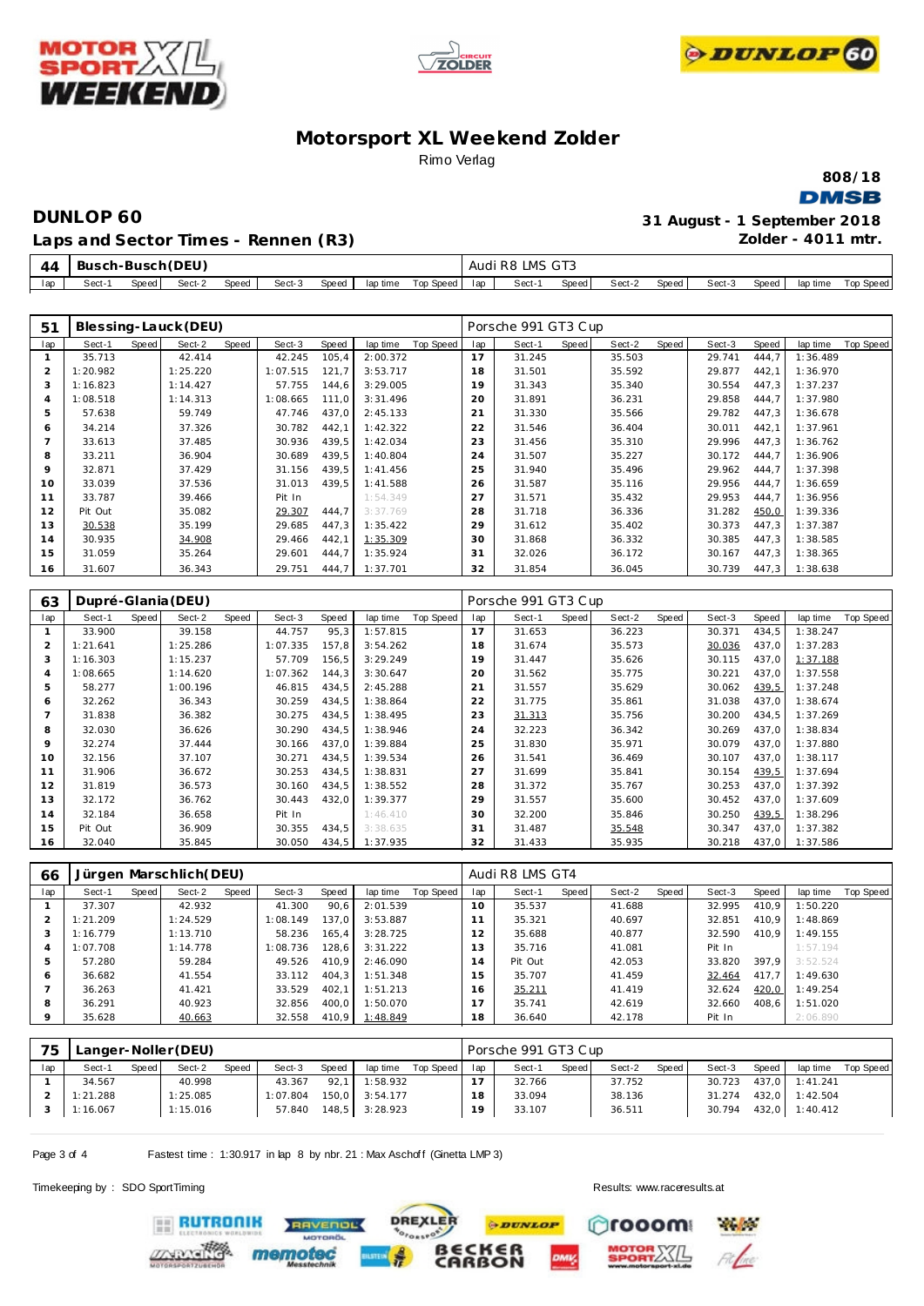# Motorsport XL Weekend Zolder

Rimo Verlag

808/18

DMSB

## DUNLOP 60

31 August - 1 September 2018

### Laps and Sector Times - Rennen (R3)

Zolder - 4011 mtr.

| 44 | Busch-Busch(DEU) | | | | | | | | Audi R8 LMS GT3 | | | | | | | | |
|---|---|---|---|---|---|---|---|---|---|---|---|---|---|---|---|---|---|
| lap | Sect-1 | Speed | Sect-2 | Speed | Sect-3 | Speed | lap time | Top Speed | lap | Sect-1 | Speed | Sect-2 | Speed | Sect-3 | Speed | lap time | Top Speed |

| 51 | Blessing-Lauck(DEU) | | | | | | | | Porsche 991 GT3 Cup | | | | | | | | |
|---|---|---|---|---|---|---|---|---|---|---|---|---|---|---|---|---|---|
| lap | Sect-1 | Speed | Sect-2 | Speed | Sect-3 | Speed | lap time | Top Speed | lap | Sect-1 | Speed | Sect-2 | Speed | Sect-3 | Speed | lap time | Top Speed |
| 1 | 35.713 | | 42.414 | | 42.245 | 105,4 | 2:00.372 | | 17 | 31.245 | | 35.503 | | 29.741 | 444,7 | 1:36.489 | |
| 2 | 1:20.982 | | 1:25.220 | | 1:07.515 | 121,7 | 3:53.717 | | 18 | 31.501 | | 35.592 | | 29.877 | 442,1 | 1:36.970 | |
| 3 | 1:16.823 | | 1:14.427 | | 57.755 | 144,6 | 3:29.005 | | 19 | 31.343 | | 35.340 | | 30.554 | 447,3 | 1:37.237 | |
| 4 | 1:08.518 | | 1:14.313 | | 1:08.665 | 111,0 | 3:31.496 | | 20 | 31.891 | | 36.231 | | 29.858 | 444,7 | 1:37.980 | |
| 5 | 57.638 | | 59.749 | | 47.746 | 437,0 | 2:45.133 | | 21 | 31.330 | | 35.566 | | 29.782 | 447,3 | 1:36.678 | |
| 6 | 34.214 | | 37.326 | | 30.782 | 442,1 | 1:42.322 | | 22 | 31.546 | | 36.404 | | 30.011 | 442,1 | 1:37.961 | |
| 7 | 33.613 | | 37.485 | | 30.936 | 439,5 | 1:42.034 | | 23 | 31.456 | | 35.310 | | 29.996 | 447,3 | 1:36.762 | |
| 8 | 33.211 | | 36.904 | | 30.689 | 439,5 | 1:40.804 | | 24 | 31.507 | | 35.227 | | 30.172 | 444,7 | 1:36.906 | |
| 9 | 32.871 | | 37.429 | | 31.156 | 439,5 | 1:41.456 | | 25 | 31.940 | | 35.496 | | 29.962 | 444,7 | 1:37.398 | |
| 10 | 33.039 | | 37.536 | | 31.013 | 439,5 | 1:41.588 | | 26 | 31.587 | | 35.116 | | 29.956 | 444,7 | 1:36.659 | |
| 11 | 33.787 | | 39.466 | | Pit In | | 1:54.349 | | 27 | 31.571 | | 35.432 | | 29.953 | 444,7 | 1:36.956 | |
| 12 | Pit Out | | 35.082 | | 29.307 | 444,7 | 3:37.769 | | 28 | 31.718 | | 36.336 | | 31.282 | 450,0 | 1:39.336 | |
| 13 | 30.538 | | 35.199 | | 29.685 | 447,3 | 1:35.422 | | 29 | 31.612 | | 35.402 | | 30.373 | 447,3 | 1:37.387 | |
| 14 | 30.935 | | 34.908 | | 29.466 | 442,1 | 1:35.309 | | 30 | 31.868 | | 36.332 | | 30.385 | 447,3 | 1:38.585 | |
| 15 | 31.059 | | 35.264 | | 29.601 | 444,7 | 1:35.924 | | 31 | 32.026 | | 36.172 | | 30.167 | 447,3 | 1:38.365 | |
| 16 | 31.607 | | 36.343 | | 29.751 | 444,7 | 1:37.701 | | 32 | 31.854 | | 36.045 | | 30.739 | 447,3 | 1:38.638 | |

| 63 | Dupré-Glania(DEU) | | | | | | | | Porsche 991 GT3 Cup | | | | | | | | |
|---|---|---|---|---|---|---|---|---|---|---|---|---|---|---|---|---|---|
| lap | Sect-1 | Speed | Sect-2 | Speed | Sect-3 | Speed | lap time | Top Speed | lap | Sect-1 | Speed | Sect-2 | Speed | Sect-3 | Speed | lap time | Top Speed |
| 1 | 33.900 | | 39.158 | | 44.757 | 95,3 | 1:57.815 | | 17 | 31.653 | | 36.223 | | 30.371 | 434,5 | 1:38.247 | |
| 2 | 1:21.641 | | 1:25.286 | | 1:07.335 | 157,8 | 3:54.262 | | 18 | 31.674 | | 35.573 | | 30.036 | 437,0 | 1:37.283 | |
| 3 | 1:16.303 | | 1:15.237 | | 57.709 | 156,5 | 3:29.249 | | 19 | 31.447 | | 35.626 | | 30.115 | 437,0 | 1:37.188 | |
| 4 | 1:08.665 | | 1:14.620 | | 1:07.362 | 144,3 | 3:30.647 | | 20 | 31.562 | | 35.775 | | 30.221 | 437,0 | 1:37.558 | |
| 5 | 58.277 | | 1:00.196 | | 46.815 | 434,5 | 2:45.288 | | 21 | 31.557 | | 35.629 | | 30.062 | 439,5 | 1:37.248 | |
| 6 | 32.262 | | 36.343 | | 30.259 | 434,5 | 1:38.864 | | 22 | 31.775 | | 35.861 | | 31.038 | 437,0 | 1:38.674 | |
| 7 | 31.838 | | 36.382 | | 30.275 | 434,5 | 1:38.495 | | 23 | 31.313 | | 35.756 | | 30.200 | 434,5 | 1:37.269 | |
| 8 | 32.030 | | 36.626 | | 30.290 | 434,5 | 1:38.946 | | 24 | 32.223 | | 36.342 | | 30.269 | 437,0 | 1:38.834 | |
| 9 | 32.274 | | 37.444 | | 30.166 | 437,0 | 1:39.884 | | 25 | 31.830 | | 35.971 | | 30.079 | 437,0 | 1:37.880 | |
| 10 | 32.156 | | 37.107 | | 30.271 | 434,5 | 1:39.534 | | 26 | 31.541 | | 36.469 | | 30.107 | 437,0 | 1:38.117 | |
| 11 | 31.906 | | 36.672 | | 30.253 | 434,5 | 1:38.831 | | 27 | 31.699 | | 35.841 | | 30.154 | 439,5 | 1:37.694 | |
| 12 | 31.819 | | 36.573 | | 30.160 | 434,5 | 1:38.552 | | 28 | 31.372 | | 35.767 | | 30.253 | 437,0 | 1:37.392 | |
| 13 | 32.172 | | 36.762 | | 30.443 | 432,0 | 1:39.377 | | 29 | 31.557 | | 35.600 | | 30.452 | 437,0 | 1:37.609 | |
| 14 | 32.184 | | 36.658 | | Pit In | | 1:46.410 | | 30 | 31.846 | | 35.846 | | 30.250 | 439,5 | 1:38.296 | |
| 15 | Pit Out | | 36.909 | | 30.355 | 434,5 | 3:38.635 | | 31 | 31.487 | | 35.548 | | 30.347 | 437,0 | 1:37.382 | |
| 16 | 32.040 | | 35.845 | | 30.050 | 434,5 | 1:37.935 | | 32 | 31.433 | | 35.935 | | 30.218 | 437,0 | 1:37.586 | |

| 66 | Jürgen Marschlich(DEU) | | | | | | | | Audi R8 LMS GT4 | | | | | | | | |
|---|---|---|---|---|---|---|---|---|---|---|---|---|---|---|---|---|---|
| lap | Sect-1 | Speed | Sect-2 | Speed | Sect-3 | Speed | lap time | Top Speed | lap | Sect-1 | Speed | Sect-2 | Speed | Sect-3 | Speed | lap time | Top Speed |
| 1 | 37.307 | | 42.932 | | 41.300 | 90,6 | 2:01.539 | | 10 | 35.537 | | 41.688 | | 32.995 | 410,9 | 1:50.220 | |
| 2 | 1:21.209 | | 1:24.529 | | 1:08.149 | 137,0 | 3:53.887 | | 11 | 35.321 | | 40.697 | | 32.851 | 410,9 | 1:48.869 | |
| 3 | 1:16.779 | | 1:13.710 | | 58.236 | 165,4 | 3:28.725 | | 12 | 35.688 | | 40.877 | | 32.590 | 410,9 | 1:49.155 | |
| 4 | 1:07.708 | | 1:14.778 | | 1:08.736 | 128,6 | 3:31.222 | | 13 | 35.716 | | 41.081 | | Pit In | | 1:57.194 | |
| 5 | 57.280 | | 59.284 | | 49.526 | 410,9 | 2:46.090 | | 14 | Pit Out | | 42.053 | | 33.820 | 397,9 | 3:52.524 | |
| 6 | 36.682 | | 41.554 | | 33.112 | 404,3 | 1:51.348 | | 15 | 35.707 | | 41.459 | | 32.464 | 417,7 | 1:49.630 | |
| 7 | 36.263 | | 41.421 | | 33.529 | 402,1 | 1:51.213 | | 16 | 35.211 | | 41.419 | | 32.624 | 420,0 | 1:49.254 | |
| 8 | 36.291 | | 40.923 | | 32.856 | 400,0 | 1:50.070 | | 17 | 35.741 | | 42.619 | | 32.660 | 408,6 | 1:51.020 | |
| 9 | 35.628 | | 40.663 | | 32.558 | 410,9 | 1:48.849 | | 18 | 36.640 | | 42.178 | | Pit In | | 2:06.890 | |

| 75 | Langer-Noller(DEU) | | | | | | | | Porsche 991 GT3 Cup | | | | | | | | |
|---|---|---|---|---|---|---|---|---|---|---|---|---|---|---|---|---|---|
| lap | Sect-1 | Speed | Sect-2 | Speed | Sect-3 | Speed | lap time | Top Speed | lap | Sect-1 | Speed | Sect-2 | Speed | Sect-3 | Speed | lap time | Top Speed |
| 1 | 34.567 | | 40.998 | | 43.367 | 92,1 | 1:58.932 | | 17 | 32.766 | | 37.752 | | 30.723 | 437,0 | 1:41.241 | |
| 2 | 1:21.288 | | 1:25.085 | | 1:07.804 | 150,0 | 3:54.177 | | 18 | 33.094 | | 38.136 | | 31.274 | 432,0 | 1:42.504 | |
| 3 | 1:16.067 | | 1:15.016 | | 57.840 | 148,5 | 3:28.923 | | 19 | 33.107 | | 36.511 | | 30.794 | 432,0 | 1:40.412 | |

Fastest time : 1:30.917 in lap 8 by nbr. 21 : Max Aschoff (Ginetta LMP3)

Timekeeping by : SDO SportTiming

Results: www.raceresults.at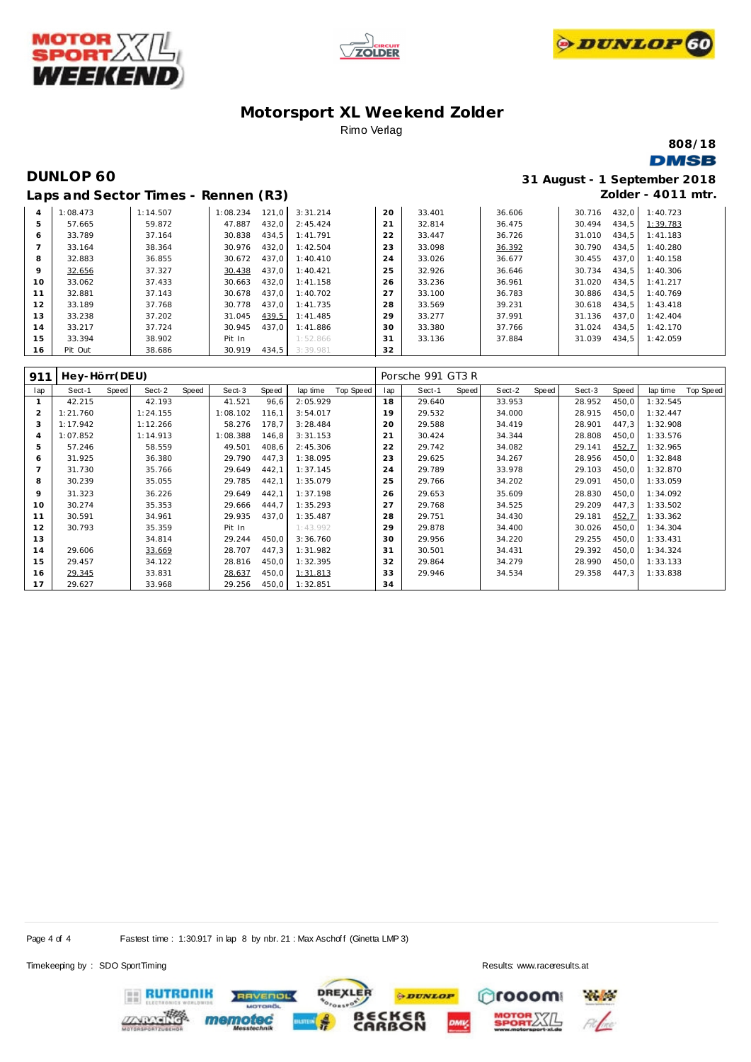# Motorsport XL Weekend Zolder

Rimo Verlag

808/18

DMSB

## DUNLOP 60

31 August - 1 September 2018

### Laps and Sector Times - Rennen (R3)

Zolder - 4011 mtr.

| lap | Sect-1 | Speed | Sect-2 | Speed | Sect-3 | Speed | lap time | Top Speed | lap | Sect-1 | Speed | Sect-2 | Speed | Sect-3 | Speed | lap time | Top Speed |
|---|---|---|---|---|---|---|---|---|---|---|---|---|---|---|---|---|---|
| 4 | 1:08.473 | | 1:14.507 | | 1:08.234 | 121,0 | 3:31.214 | | 20 | 33.401 | | 36.606 | | 30.716 | 432,0 | 1:40.723 | |
| 5 | 57.665 | | 59.872 | | 47.887 | 432,0 | 2:45.424 | | 21 | 32.814 | | 36.475 | | 30.494 | 434,5 | 1:39.783 | |
| 6 | 33.789 | | 37.164 | | 30.838 | 434,5 | 1:41.791 | | 22 | 33.447 | | 36.726 | | 31.010 | 434,5 | 1:41.183 | |
| 7 | 33.164 | | 38.364 | | 30.976 | 432,0 | 1:42.504 | | 23 | 33.098 | | 36.392 | | 30.790 | 434,5 | 1:40.280 | |
| 8 | 32.883 | | 36.855 | | 30.672 | 437,0 | 1:40.410 | | 24 | 33.026 | | 36.677 | | 30.455 | 437,0 | 1:40.158 | |
| 9 | 32.656 | | 37.327 | | 30.438 | 437,0 | 1:40.421 | | 25 | 32.926 | | 36.646 | | 30.734 | 434,5 | 1:40.306 | |
| 10 | 33.062 | | 37.433 | | 30.663 | 432,0 | 1:41.158 | | 26 | 33.236 | | 36.961 | | 31.020 | 434,5 | 1:41.217 | |
| 11 | 32.881 | | 37.143 | | 30.678 | 437,0 | 1:40.702 | | 27 | 33.100 | | 36.783 | | 30.886 | 434,5 | 1:40.769 | |
| 12 | 33.189 | | 37.768 | | 30.778 | 437,0 | 1:41.735 | | 28 | 33.569 | | 39.231 | | 30.618 | 434,5 | 1:43.418 | |
| 13 | 33.238 | | 37.202 | | 31.045 | 439,5 | 1:41.485 | | 29 | 33.277 | | 37.991 | | 31.136 | 437,0 | 1:42.404 | |
| 14 | 33.217 | | 37.724 | | 30.945 | 437,0 | 1:41.886 | | 30 | 33.380 | | 37.766 | | 31.024 | 434,5 | 1:42.170 | |
| 15 | 33.394 | | 38.902 | | Pit In | | 1:52.866 | | 31 | 33.136 | | 37.884 | | 31.039 | 434,5 | 1:42.059 | |
| 16 | Pit Out | | 38.686 | | 30.919 | 434,5 | 3:39.981 | | 32 | | | | | | | | |

**911 Hey-Hörr(DEU)** — Porsche 991 GT3 R

| lap | Sect-1 | Speed | Sect-2 | Speed | Sect-3 | Speed | lap time | Top Speed | lap | Sect-1 | Speed | Sect-2 | Speed | Sect-3 | Speed | lap time | Top Speed |
|---|---|---|---|---|---|---|---|---|---|---|---|---|---|---|---|---|---|
| 1 | 42.215 | | 42.193 | | 41.521 | 96,6 | 2:05.929 | | 18 | 29.640 | | 33.953 | | 28.952 | 450,0 | 1:32.545 | |
| 2 | 1:21.760 | | 1:24.155 | | 1:08.102 | 116,1 | 3:54.017 | | 19 | 29.532 | | 34.000 | | 28.915 | 450,0 | 1:32.447 | |
| 3 | 1:17.942 | | 1:12.266 | | 58.276 | 178,7 | 3:28.484 | | 20 | 29.588 | | 34.419 | | 28.901 | 447,3 | 1:32.908 | |
| 4 | 1:07.852 | | 1:14.913 | | 1:08.388 | 146,8 | 3:31.153 | | 21 | 30.424 | | 34.344 | | 28.808 | 450,0 | 1:33.576 | |
| 5 | 57.246 | | 58.559 | | 49.501 | 408,6 | 2:45.306 | | 22 | 29.742 | | 34.082 | | 29.141 | 452,7 | 1:32.965 | |
| 6 | 31.925 | | 36.380 | | 29.790 | 447,3 | 1:38.095 | | 23 | 29.625 | | 34.267 | | 28.956 | 450,0 | 1:32.848 | |
| 7 | 31.730 | | 35.766 | | 29.649 | 442,1 | 1:37.145 | | 24 | 29.789 | | 33.978 | | 29.103 | 450,0 | 1:32.870 | |
| 8 | 30.239 | | 35.055 | | 29.785 | 442,1 | 1:35.079 | | 25 | 29.766 | | 34.202 | | 29.091 | 450,0 | 1:33.059 | |
| 9 | 31.323 | | 36.226 | | 29.649 | 442,1 | 1:37.198 | | 26 | 29.653 | | 35.609 | | 28.830 | 450,0 | 1:34.092 | |
| 10 | 30.274 | | 35.353 | | 29.666 | 444,7 | 1:35.293 | | 27 | 29.768 | | 34.525 | | 29.209 | 447,3 | 1:33.502 | |
| 11 | 30.591 | | 34.961 | | 29.935 | 437,0 | 1:35.487 | | 28 | 29.751 | | 34.430 | | 29.181 | 452,7 | 1:33.362 | |
| 12 | 30.793 | | 35.359 | | Pit In | | 1:43.992 | | 29 | 29.878 | | 34.400 | | 30.026 | 450,0 | 1:34.304 | |
| 13 | | | 34.814 | | 29.244 | 450,0 | 3:36.760 | | 30 | 29.956 | | 34.220 | | 29.255 | 450,0 | 1:33.431 | |
| 14 | 29.606 | | 33.669 | | 28.707 | 447,3 | 1:31.982 | | 31 | 30.501 | | 34.431 | | 29.392 | 450,0 | 1:34.324 | |
| 15 | 29.457 | | 34.122 | | 28.816 | 450,0 | 1:32.395 | | 32 | 29.864 | | 34.279 | | 28.990 | 450,0 | 1:33.133 | |
| 16 | 29.345 | | 33.831 | | 28.637 | 450,0 | 1:31.813 | | 33 | 29.946 | | 34.534 | | 29.358 | 447,3 | 1:33.838 | |
| 17 | 29.627 | | 33.968 | | 29.256 | 450,0 | 1:32.851 | | 34 | | | | | | | | |

Fastest time : 1:30.917 in lap 8 by nbr. 21 : Max Aschoff (Ginetta LMP3)

Timekeeping by : SDO SportTiming

Results: www.raceresults.at